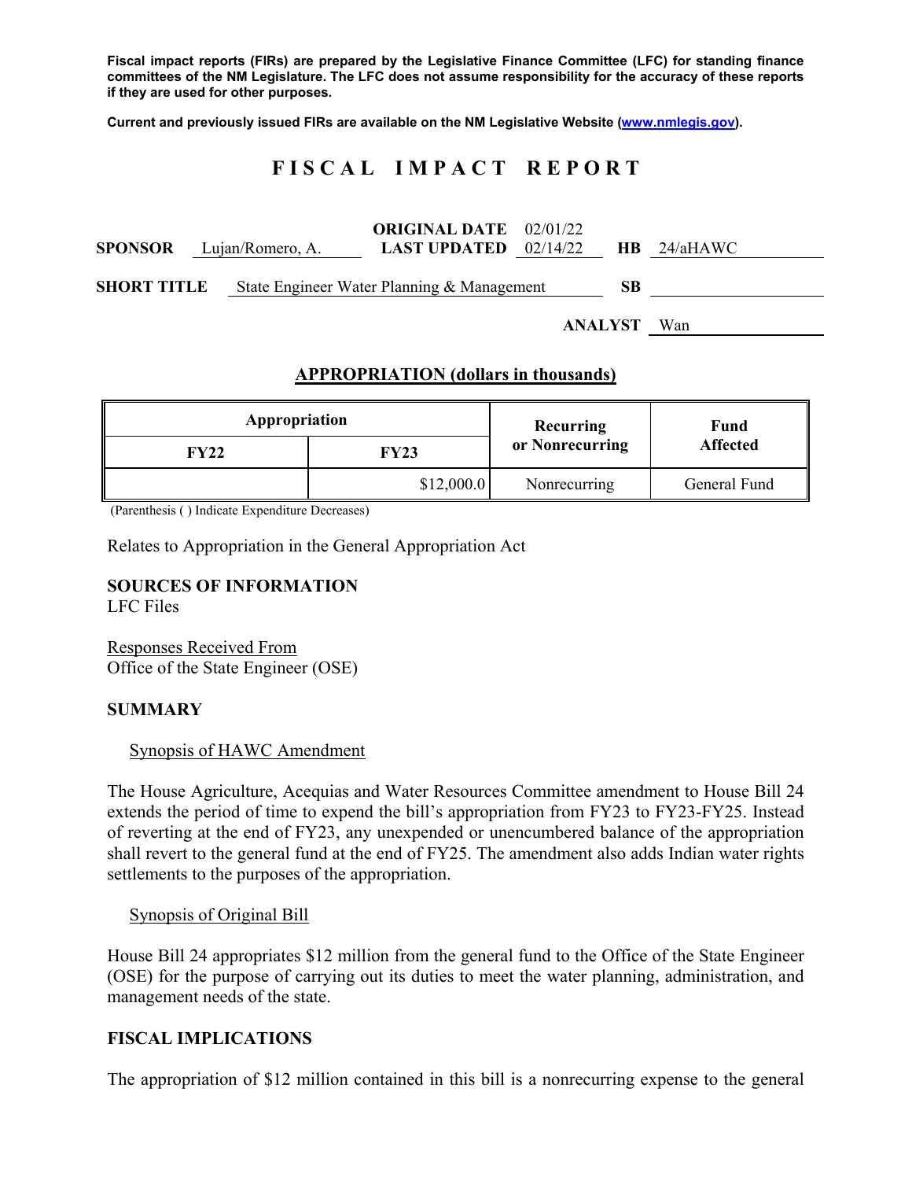Fiscal impact reports (FIRs) are prepared by the Legislative Finance Committee (LFC) for standing finance committees of the NM Legislature. The LFC does not assume responsibility for the accuracy of these reports if they are used for other purposes.

Current and previously issued FIRs are available on the NM Legislative Website (www.nmlegis.gov).

# FISCAL IMPACT REPORT

**SPONSOR** Lujan/Romero, A. **ORIGINAL DATE** 02/01/22 **LAST UPDATED** 02/14/22 **HB** 24/aHAWC

**SHORT TITLE** State Engineer Water Planning & Management **SB**

**ANALYST** Wan

## APPROPRIATION (dollars in thousands)

| Appropriation | | Recurring or Nonrecurring | Fund Affected |
|---|---|---|---|
| **FY22** | **FY23** | | |
| | $12,000.0 | Nonrecurring | General Fund |

(Parenthesis ( ) Indicate Expenditure Decreases)

Relates to Appropriation in the General Appropriation Act

**SOURCES OF INFORMATION**
LFC Files

Responses Received From
Office of the State Engineer (OSE)

**SUMMARY**

Synopsis of HAWC Amendment

The House Agriculture, Acequias and Water Resources Committee amendment to House Bill 24 extends the period of time to expend the bill's appropriation from FY23 to FY23-FY25. Instead of reverting at the end of FY23, any unexpended or unencumbered balance of the appropriation shall revert to the general fund at the end of FY25. The amendment also adds Indian water rights settlements to the purposes of the appropriation.

Synopsis of Original Bill

House Bill 24 appropriates $12 million from the general fund to the Office of the State Engineer (OSE) for the purpose of carrying out its duties to meet the water planning, administration, and management needs of the state.

**FISCAL IMPLICATIONS**

The appropriation of $12 million contained in this bill is a nonrecurring expense to the general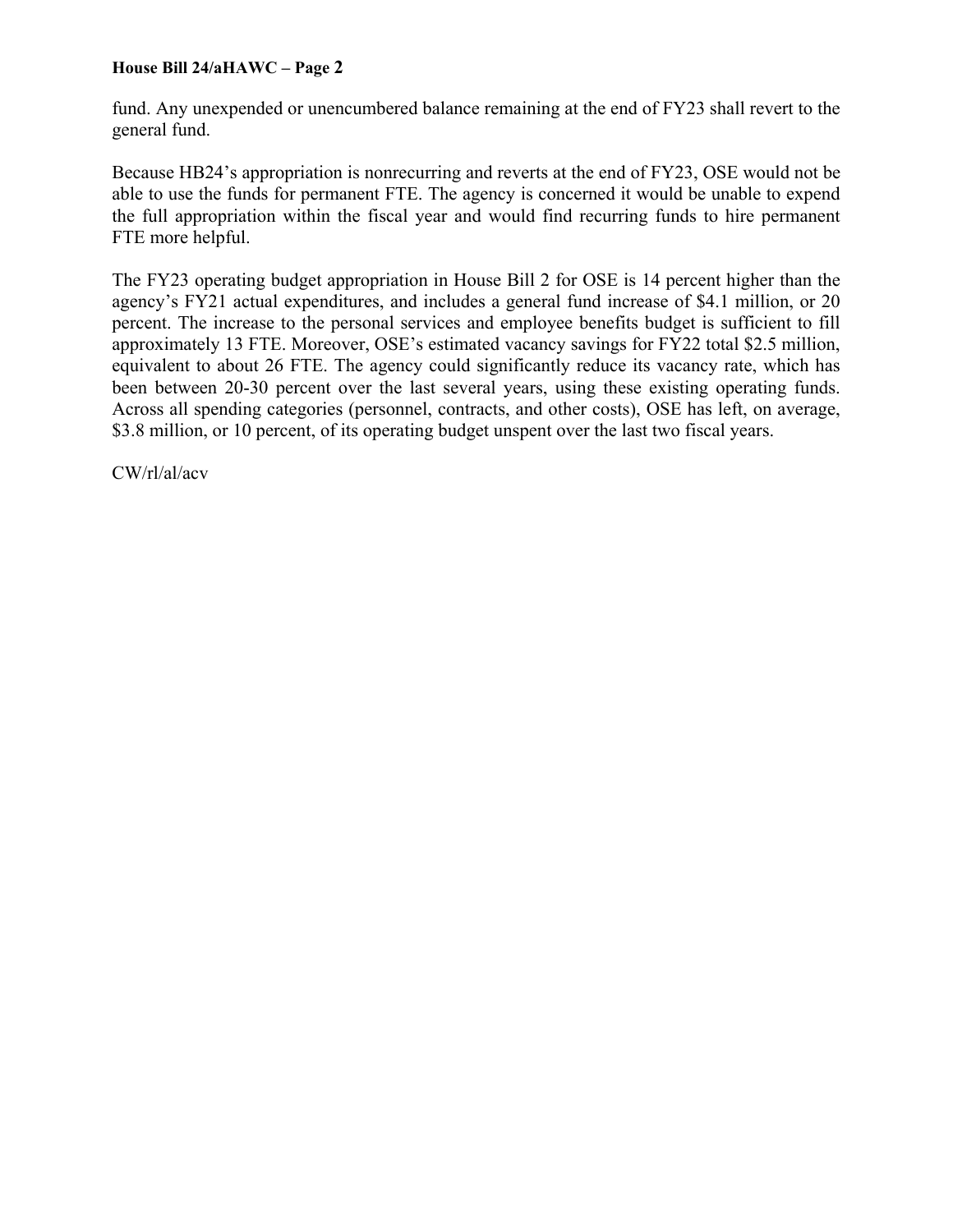fund. Any unexpended or unencumbered balance remaining at the end of FY23 shall revert to the general fund.

Because HB24's appropriation is nonrecurring and reverts at the end of FY23, OSE would not be able to use the funds for permanent FTE. The agency is concerned it would be unable to expend the full appropriation within the fiscal year and would find recurring funds to hire permanent FTE more helpful.

The FY23 operating budget appropriation in House Bill 2 for OSE is 14 percent higher than the agency's FY21 actual expenditures, and includes a general fund increase of $4.1 million, or 20 percent. The increase to the personal services and employee benefits budget is sufficient to fill approximately 13 FTE. Moreover, OSE's estimated vacancy savings for FY22 total $2.5 million, equivalent to about 26 FTE. The agency could significantly reduce its vacancy rate, which has been between 20-30 percent over the last several years, using these existing operating funds. Across all spending categories (personnel, contracts, and other costs), OSE has left, on average, $3.8 million, or 10 percent, of its operating budget unspent over the last two fiscal years.

CW/rl/al/acv